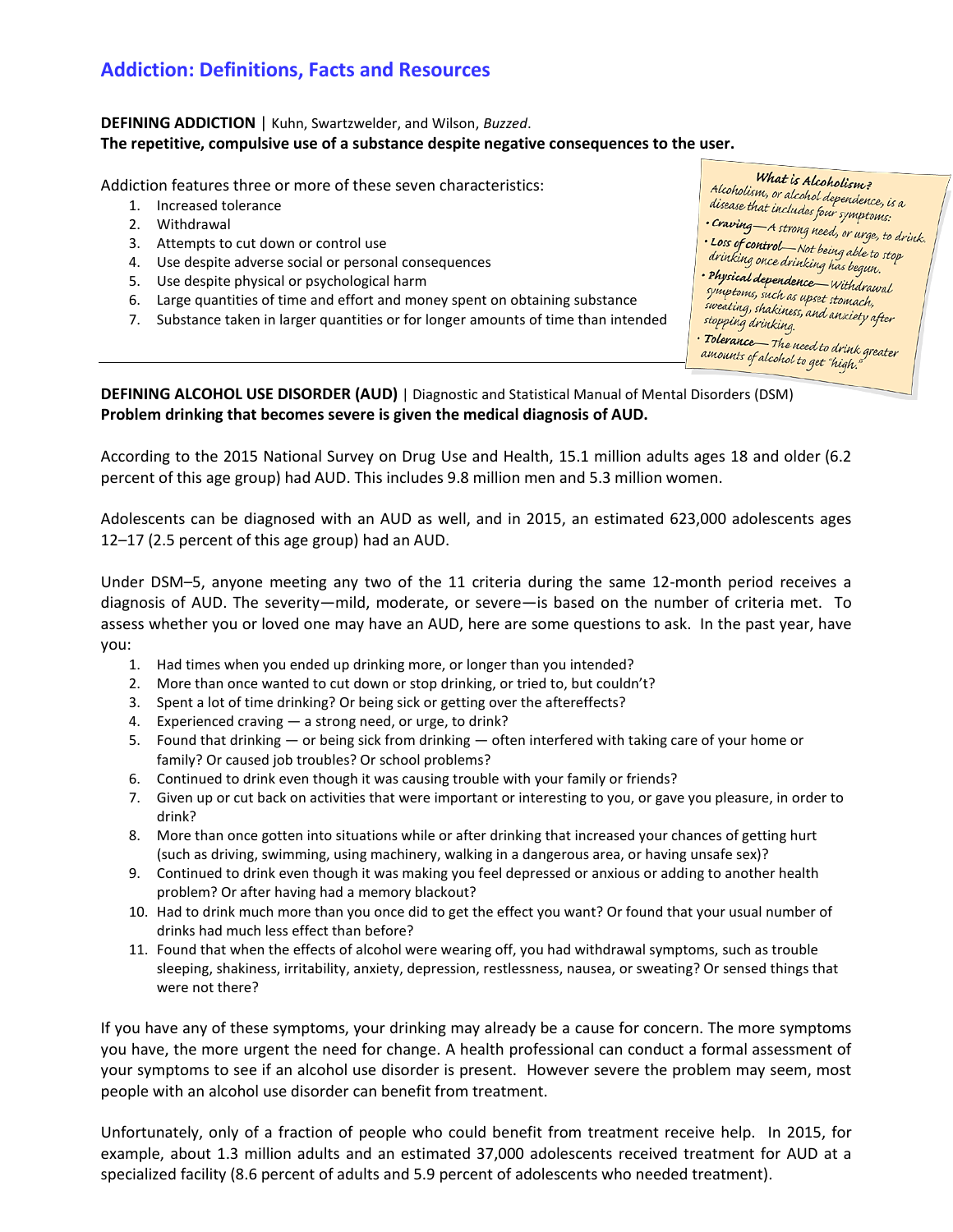# Addiction: Definitions, Facts and Resources

**DEFINING ADDICTION** | Kuhn, Swartzwelder, and Wilson, *Buzzed*.
**The repetitive, compulsive use of a substance despite negative consequences to the user.**

Addiction features three or more of these seven characteristics:

1. Increased tolerance
2. Withdrawal
3. Attempts to cut down or control use
4. Use despite adverse social or personal consequences
5. Use despite physical or psychological harm
6. Large quantities of time and effort and money spent on obtaining substance
7. Substance taken in larger quantities or for longer amounts of time than intended

**What is Alcoholism?**
Alcoholism, or alcohol dependence, is a disease that includes four symptoms:

- **Craving**—A strong need, or urge, to drink.
- **Loss of control**—Not being able to stop drinking once drinking has begun.
- **Physical dependence**—Withdrawal symptoms, such as upset stomach, sweating, shakiness, and anxiety after stopping drinking.
- **Tolerance**—The need to drink greater amounts of alcohol to get "high."

---

**DEFINING ALCOHOL USE DISORDER (AUD)** | Diagnostic and Statistical Manual of Mental Disorders (DSM)
**Problem drinking that becomes severe is given the medical diagnosis of AUD.**

According to the 2015 National Survey on Drug Use and Health, 15.1 million adults ages 18 and older (6.2 percent of this age group) had AUD. This includes 9.8 million men and 5.3 million women.

Adolescents can be diagnosed with an AUD as well, and in 2015, an estimated 623,000 adolescents ages 12–17 (2.5 percent of this age group) had an AUD.

Under DSM–5, anyone meeting any two of the 11 criteria during the same 12-month period receives a diagnosis of AUD. The severity—mild, moderate, or severe—is based on the number of criteria met. To assess whether you or loved one may have an AUD, here are some questions to ask. In the past year, have you:

1. Had times when you ended up drinking more, or longer than you intended?
2. More than once wanted to cut down or stop drinking, or tried to, but couldn't?
3. Spent a lot of time drinking? Or being sick or getting over the aftereffects?
4. Experienced craving — a strong need, or urge, to drink?
5. Found that drinking — or being sick from drinking — often interfered with taking care of your home or family? Or caused job troubles? Or school problems?
6. Continued to drink even though it was causing trouble with your family or friends?
7. Given up or cut back on activities that were important or interesting to you, or gave you pleasure, in order to drink?
8. More than once gotten into situations while or after drinking that increased your chances of getting hurt (such as driving, swimming, using machinery, walking in a dangerous area, or having unsafe sex)?
9. Continued to drink even though it was making you feel depressed or anxious or adding to another health problem? Or after having had a memory blackout?
10. Had to drink much more than you once did to get the effect you want? Or found that your usual number of drinks had much less effect than before?
11. Found that when the effects of alcohol were wearing off, you had withdrawal symptoms, such as trouble sleeping, shakiness, irritability, anxiety, depression, restlessness, nausea, or sweating? Or sensed things that were not there?

If you have any of these symptoms, your drinking may already be a cause for concern. The more symptoms you have, the more urgent the need for change. A health professional can conduct a formal assessment of your symptoms to see if an alcohol use disorder is present. However severe the problem may seem, most people with an alcohol use disorder can benefit from treatment.

Unfortunately, only of a fraction of people who could benefit from treatment receive help. In 2015, for example, about 1.3 million adults and an estimated 37,000 adolescents received treatment for AUD at a specialized facility (8.6 percent of adults and 5.9 percent of adolescents who needed treatment).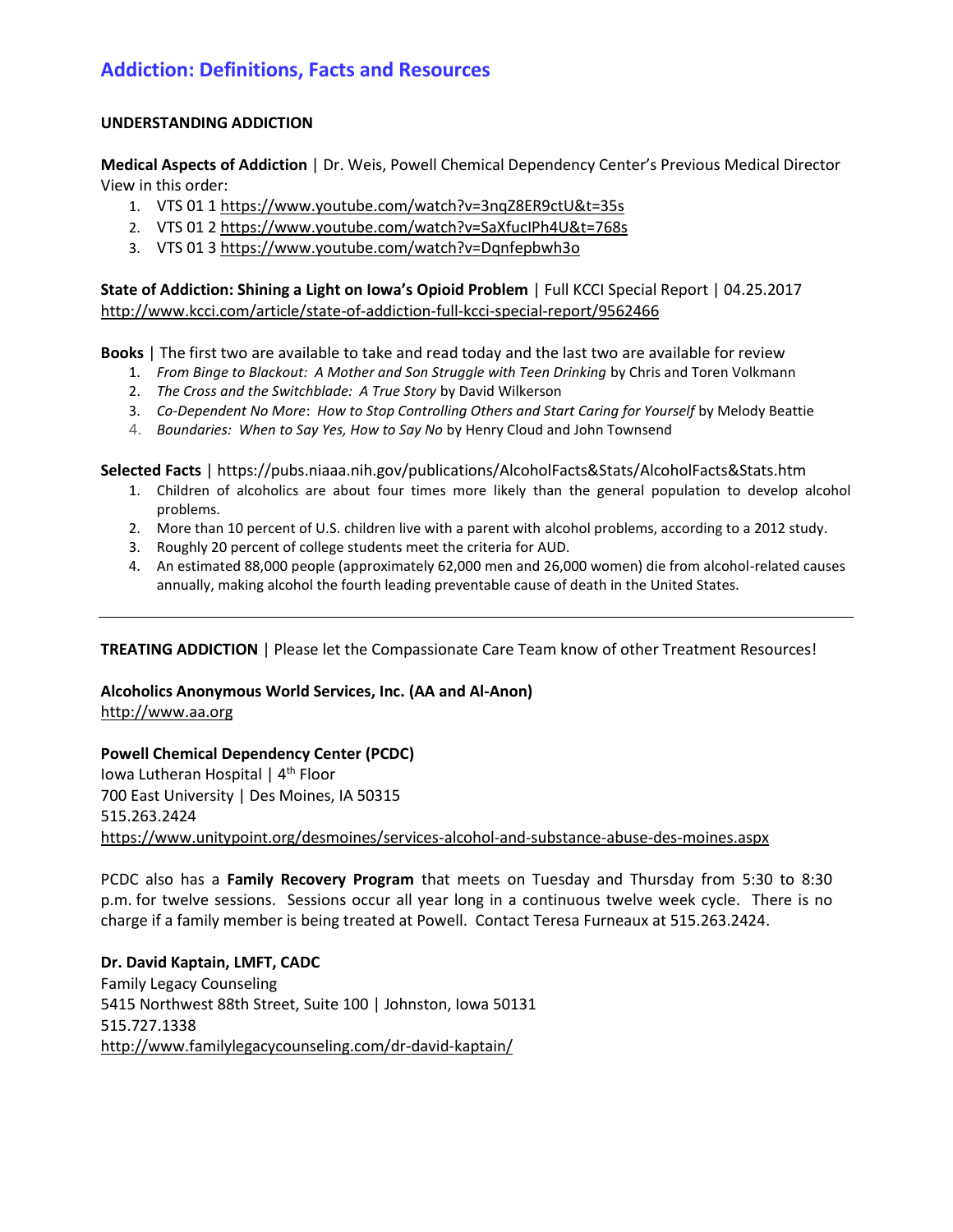# Addiction: Definitions, Facts and Resources

## UNDERSTANDING ADDICTION

**Medical Aspects of Addiction** | Dr. Weis, Powell Chemical Dependency Center's Previous Medical Director
View in this order:

1. VTS 01 1 https://www.youtube.com/watch?v=3nqZ8ER9ctU&t=35s
2. VTS 01 2 https://www.youtube.com/watch?v=SaXfucIPh4U&t=768s
3. VTS 01 3 https://www.youtube.com/watch?v=Dqnfepbwh3o

**State of Addiction: Shining a Light on Iowa's Opioid Problem** | Full KCCI Special Report | 04.25.2017
http://www.kcci.com/article/state-of-addiction-full-kcci-special-report/9562466

**Books** | The first two are available to take and read today and the last two are available for review

1. *From Binge to Blackout: A Mother and Son Struggle with Teen Drinking* by Chris and Toren Volkmann
2. *The Cross and the Switchblade: A True Story* by David Wilkerson
3. *Co-Dependent No More*: *How to Stop Controlling Others and Start Caring for Yourself* by Melody Beattie
4. *Boundaries: When to Say Yes, How to Say No* by Henry Cloud and John Townsend

**Selected Facts** | https://pubs.niaaa.nih.gov/publications/AlcoholFacts&Stats/AlcoholFacts&Stats.htm

1. Children of alcoholics are about four times more likely than the general population to develop alcohol problems.
2. More than 10 percent of U.S. children live with a parent with alcohol problems, according to a 2012 study.
3. Roughly 20 percent of college students meet the criteria for AUD.
4. An estimated 88,000 people (approximately 62,000 men and 26,000 women) die from alcohol-related causes annually, making alcohol the fourth leading preventable cause of death in the United States.

---

**TREATING ADDICTION** | Please let the Compassionate Care Team know of other Treatment Resources!

**Alcoholics Anonymous World Services, Inc. (AA and Al-Anon)**
http://www.aa.org

**Powell Chemical Dependency Center (PCDC)**
Iowa Lutheran Hospital | 4th Floor
700 East University | Des Moines, IA 50315
515.263.2424
https://www.unitypoint.org/desmoines/services-alcohol-and-substance-abuse-des-moines.aspx

PCDC also has a **Family Recovery Program** that meets on Tuesday and Thursday from 5:30 to 8:30 p.m. for twelve sessions. Sessions occur all year long in a continuous twelve week cycle. There is no charge if a family member is being treated at Powell. Contact Teresa Furneaux at 515.263.2424.

**Dr. David Kaptain, LMFT, CADC**
Family Legacy Counseling
5415 Northwest 88th Street, Suite 100 | Johnston, Iowa 50131
515.727.1338
http://www.familylegacycounseling.com/dr-david-kaptain/